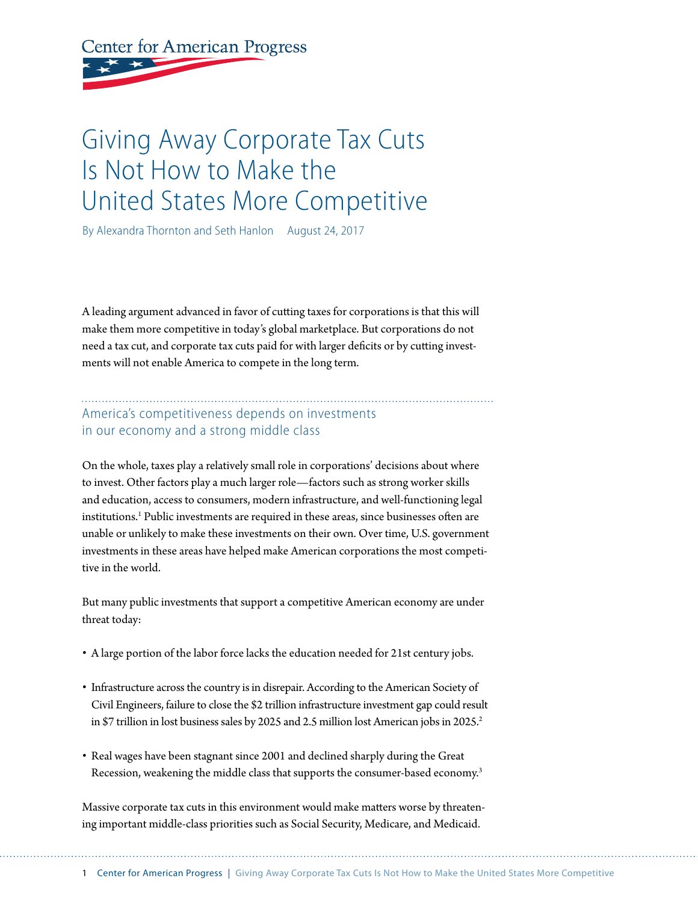Center for American Progress

# Giving Away Corporate Tax Cuts Is Not How to Make the United States More Competitive

By Alexandra Thornton and Seth Hanlon August 24, 2017

A leading argument advanced in favor of cutting taxes for corporations is that this will make them more competitive in today's global marketplace. But corporations do not need a tax cut, and corporate tax cuts paid for with larger deficits or by cutting investments will not enable America to compete in the long term.

## America's competitiveness depends on investments in our economy and a strong middle class

On the whole, taxes play a relatively small role in corporations' decisions about where to invest. Other factors play a much larger role—factors such as strong worker skills and education, access to consumers, modern infrastructure, and well-functioning legal institutions.[1] Public investments are required in these areas, since businesses often are unable or unlikely to make these investments on their own. Over time, U.S. government investments in these areas have helped make American corporations the most competitive in the world.

But many public investments that support a competitive American economy are under threat today:

- A large portion of the labor force lacks the education needed for 21st century jobs.
- Infrastructure across the country is in disrepair. According to the American Society of Civil Engineers, failure to close the $2 trillion infrastructure investment gap could result in $7 trillion in lost business sales by 2025 and 2.5 million lost American jobs in 2025.[2]
- Real wages have been stagnant since 2001 and declined sharply during the Great Recession, weakening the middle class that supports the consumer-based economy.[3]

Massive corporate tax cuts in this environment would make matters worse by threatening important middle-class priorities such as Social Security, Medicare, and Medicaid.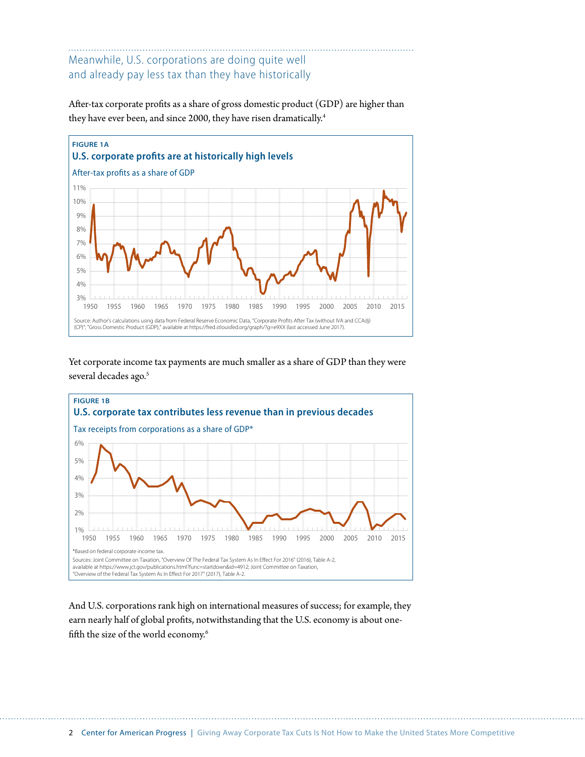## Meanwhile, U.S. corporations are doing quite well and already pay less tax than they have historically

After-tax corporate profits as a share of gross domestic product (GDP) are higher than they have ever been, and since 2000, they have risen dramatically.[4]

**FIGURE 1A**

**U.S. corporate profits are at historically high levels**

After-tax profits as a share of GDP

Source: Author's calculations using data from Federal Reserve Economic Data, "Corporate Profits After Tax (without IVA and CCAdj) (CP)"; "Gross Domestic Product (GDP)," available at https://fred.stlouisfed.org/graph/?g=e9XX (last accessed June 2017).

Yet corporate income tax payments are much smaller as a share of GDP than they were several decades ago.[5]

**FIGURE 1B**

**U.S. corporate tax contributes less revenue than in previous decades**

Tax receipts from corporations as a share of GDP*

*Based on federal corporate income tax.

Sources: Joint Committee on Taxation, "Overview Of The Federal Tax System As In Effect For 2016" (2016), Table A-2, available at https://www.jct.gov/publications.html?func=startdown&id=4912; Joint Committee on Taxation, "Overview of the Federal Tax System As In Effect For 2017" (2017), Table A-2.

And U.S. corporations rank high on international measures of success; for example, they earn nearly half of global profits, notwithstanding that the U.S. economy is about one-fifth the size of the world economy.[6]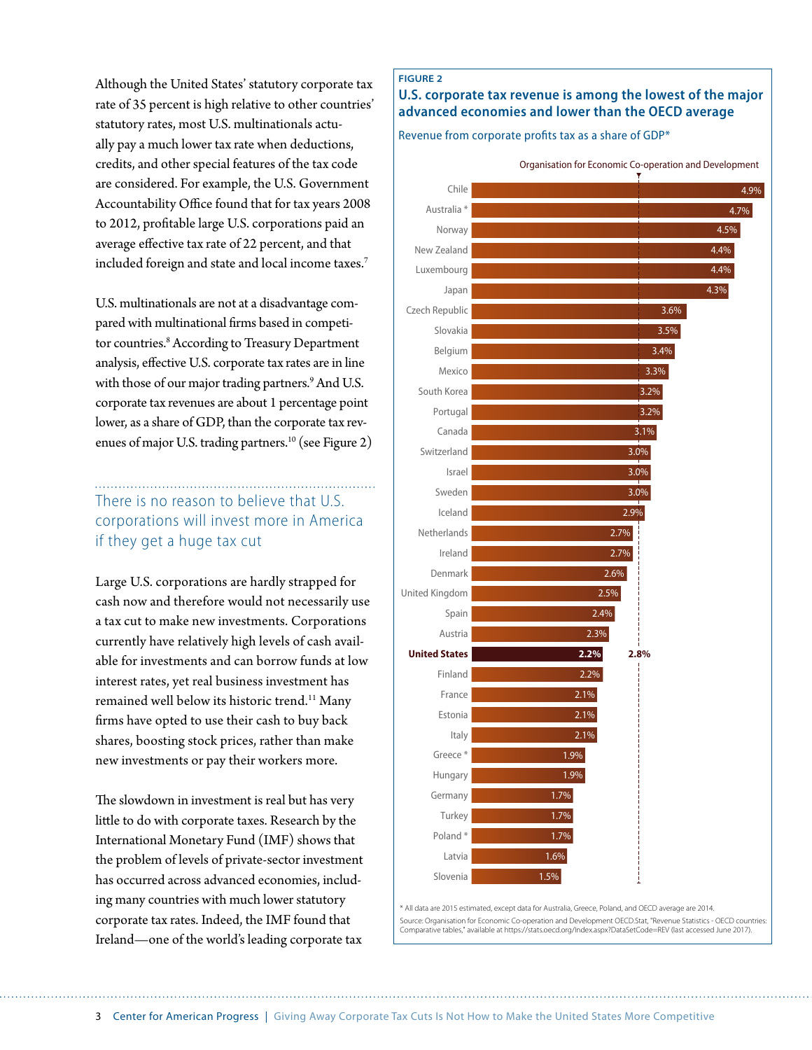Although the United States' statutory corporate tax rate of 35 percent is high relative to other countries' statutory rates, most U.S. multinationals actually pay a much lower tax rate when deductions, credits, and other special features of the tax code are considered. For example, the U.S. Government Accountability Office found that for tax years 2008 to 2012, profitable large U.S. corporations paid an average effective tax rate of 22 percent, and that included foreign and state and local income taxes.[7]

U.S. multinationals are not at a disadvantage compared with multinational firms based in competitor countries.[8] According to Treasury Department analysis, effective U.S. corporate tax rates are in line with those of our major trading partners.[9] And U.S. corporate tax revenues are about 1 percentage point lower, as a share of GDP, than the corporate tax revenues of major U.S. trading partners.[10] (see Figure 2)

## There is no reason to believe that U.S. corporations will invest more in America if they get a huge tax cut

Large U.S. corporations are hardly strapped for cash now and therefore would not necessarily use a tax cut to make new investments. Corporations currently have relatively high levels of cash available for investments and can borrow funds at low interest rates, yet real business investment has remained well below its historic trend.[11] Many firms have opted to use their cash to buy back shares, boosting stock prices, rather than make new investments or pay their workers more.

The slowdown in investment is real but has very little to do with corporate taxes. Research by the International Monetary Fund (IMF) shows that the problem of levels of private-sector investment has occurred across advanced economies, including many countries with much lower statutory corporate tax rates. Indeed, the IMF found that Ireland—one of the world's leading corporate tax

**FIGURE 2**

**U.S. corporate tax revenue is among the lowest of the major advanced economies and lower than the OECD average**

Revenue from corporate profits tax as a share of GDP*

| Country | Share of GDP |
|---|---|
| Chile | 4.9% |
| Australia * | 4.7% |
| Norway | 4.5% |
| New Zealand | 4.4% |
| Luxembourg | 4.4% |
| Japan | 4.3% |
| Czech Republic | 3.6% |
| Slovakia | 3.5% |
| Belgium | 3.4% |
| Mexico | 3.3% |
| South Korea | 3.2% |
| Portugal | 3.2% |
| Canada | 3.1% |
| Switzerland | 3.0% |
| Israel | 3.0% |
| Sweden | 3.0% |
| Iceland | 2.9% |
| Netherlands | 2.7% |
| Ireland | 2.7% |
| Denmark | 2.6% |
| United Kingdom | 2.5% |
| Spain | 2.4% |
| Austria | 2.3% |
| **United States** | **2.2%** |
| Finland | 2.2% |
| France | 2.1% |
| Estonia | 2.1% |
| Italy | 2.1% |
| Greece * | 1.9% |
| Hungary | 1.9% |
| Germany | 1.7% |
| Turkey | 1.7% |
| Poland * | 1.7% |
| Latvia | 1.6% |
| Slovenia | 1.5% |
| Organisation for Economic Co-operation and Development | 2.8% |

\* All data are 2015 estimated, except data for Australia, Greece, Poland, and OECD average are 2014.

Source: Organisation for Economic Co-operation and Development OECD.Stat, "Revenue Statistics - OECD countries: Comparative tables," available at https://stats.oecd.org/Index.aspx?DataSetCode=REV (last accessed June 2017).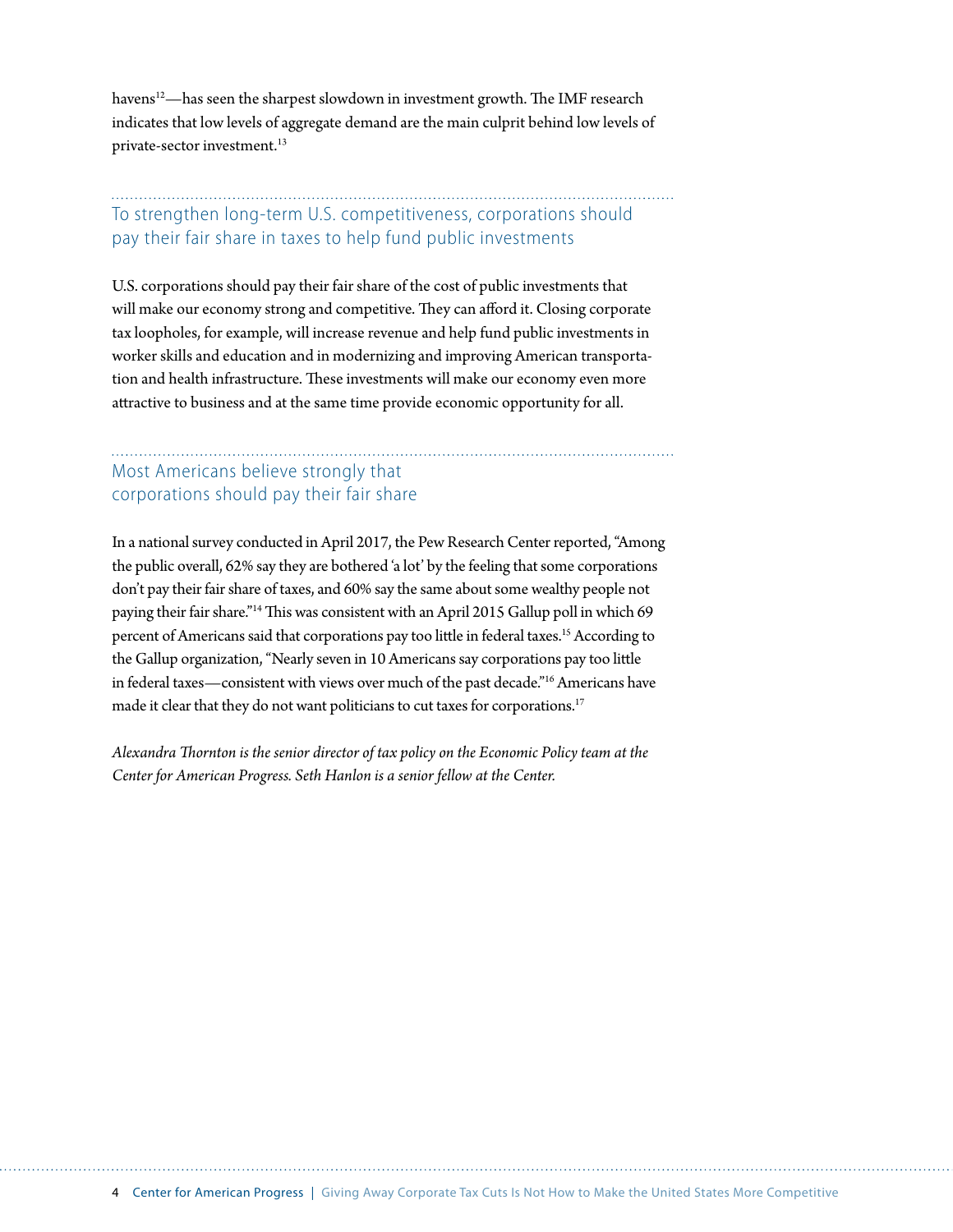havens[12]—has seen the sharpest slowdown in investment growth. The IMF research indicates that low levels of aggregate demand are the main culprit behind low levels of private-sector investment.[13]

## To strengthen long-term U.S. competitiveness, corporations should pay their fair share in taxes to help fund public investments

U.S. corporations should pay their fair share of the cost of public investments that will make our economy strong and competitive. They can afford it. Closing corporate tax loopholes, for example, will increase revenue and help fund public investments in worker skills and education and in modernizing and improving American transportation and health infrastructure. These investments will make our economy even more attractive to business and at the same time provide economic opportunity for all.

## Most Americans believe strongly that corporations should pay their fair share

In a national survey conducted in April 2017, the Pew Research Center reported, "Among the public overall, 62% say they are bothered 'a lot' by the feeling that some corporations don't pay their fair share of taxes, and 60% say the same about some wealthy people not paying their fair share."[14] This was consistent with an April 2015 Gallup poll in which 69 percent of Americans said that corporations pay too little in federal taxes.[15] According to the Gallup organization, "Nearly seven in 10 Americans say corporations pay too little in federal taxes—consistent with views over much of the past decade."[16] Americans have made it clear that they do not want politicians to cut taxes for corporations.[17]

*Alexandra Thornton is the senior director of tax policy on the Economic Policy team at the Center for American Progress. Seth Hanlon is a senior fellow at the Center.*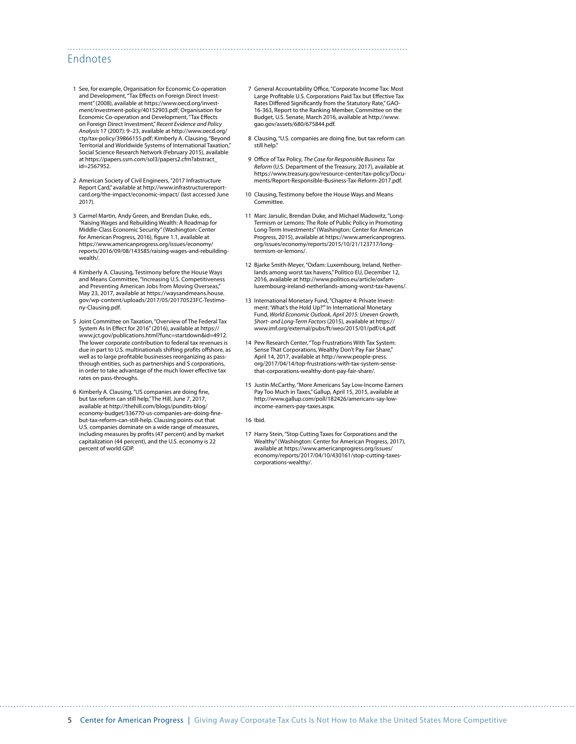## Endnotes

1. See, for example, Organisation for Economic Co-operation and Development, "Tax Effects on Foreign Direct Investment" (2008), available at https://www.oecd.org/investment/investment-policy/40152903.pdf; Organisation for Economic Co-operation and Development, "Tax Effects on Foreign Direct Investment," *Recent Evidence and Policy Analysis* 17 (2007): 9–23, available at http://www.oecd.org/ctp/tax-policy/39866155.pdf; Kimberly A. Clausing, "Beyond Territorial and Worldwide Systems of International Taxation," Social Science Research Network (February 2015), available at https://papers.ssrn.com/sol3/papers2.cfm?abstract_id=2567952.

2. American Society of Civil Engineers, "2017 Infrastructure Report Card," available at http://www.infrastructurereportcard.org/the-impact/economic-impact/ (last accessed June 2017).

3. Carmel Martin, Andy Green, and Brendan Duke, eds., "Raising Wages and Rebuilding Wealth: A Roadmap for Middle-Class Economic Security" (Washington: Center for American Progress, 2016), figure 1.1, available at https://www.americanprogress.org/issues/economy/reports/2016/09/08/143585/raising-wages-and-rebuilding-wealth/.

4. Kimberly A. Clausing, Testimony before the House Ways and Means Committee, "Increasing U.S. Competitiveness and Preventing American Jobs from Moving Overseas," May 23, 2017, available at https://waysandmeans.house.gov/wp-content/uploads/2017/05/20170523FC-Testimony-Clausing.pdf.

5. Joint Committee on Taxation, "Overview of The Federal Tax System As In Effect for 2016" (2016), available at https://www.jct.gov/publications.html?func=startdown&id=4912. The lower corporate contribution to federal tax revenues is due in part to U.S. multinationals shifting profits offshore, as well as to large profitable businesses reorganizing as pass-through entities, such as partnerships and S corporations, in order to take advantage of the much lower effective tax rates on pass-throughs.

6. Kimberly A. Clausing, "US companies are doing fine, but tax reform can still help," The Hill, June 7, 2017, available at http://thehill.com/blogs/pundits-blog/economy-budget/336770-us-companies-are-doing-fine-but-tax-reform-can-still-help. Clausing points out that U.S. companies dominate on a wide range of measures, including measures by profits (47 percent) and by market capitalization (44 percent), and the U.S. economy is 22 percent of world GDP.

7. General Accountability Office, "Corporate Income Tax: Most Large Profitable U.S. Corporations Paid Tax but Effective Tax Rates Differed Significantly from the Statutory Rate," GAO-16-363, Report to the Ranking Member, Committee on the Budget, U.S. Senate, March 2016, available at http://www.gao.gov/assets/680/675844.pdf.

8. Clausing, "U.S. companies are doing fine, but tax reform can still help."

9. Office of Tax Policy, *The Case for Responsible Business Tax Reform* (U.S. Department of the Treasury, 2017), available at https://www.treasury.gov/resource-center/tax-policy/Documents/Report-Responsible-Business-Tax-Reform-2017.pdf.

10. Clausing, Testimony before the House Ways and Means Committee.

11. Marc Jarsulic, Brendan Duke, and Michael Madowitz, "Long-Termism or Lemons: The Role of Public Policy in Promoting Long-Term Investments" (Washington: Center for American Progress, 2015), available at https://www.americanprogress.org/issues/economy/reports/2015/10/21/123717/long-termism-or-lemons/.

12. Bjarke Smith-Meyer, "Oxfam: Luxembourg, Ireland, Netherlands among worst tax havens," Politico EU, December 12, 2016, available at http://www.politico.eu/article/oxfam-luxembourg-ireland-netherlands-among-worst-tax-havens/.

13. International Monetary Fund, "Chapter 4: Private Investment: 'What's the Hold Up?'" In International Monetary Fund, *World Economic Outlook, April 2015: Uneven Growth, Short- and Long-Term Factors* (2015), available at https://www.imf.org/external/pubs/ft/weo/2015/01/pdf/c4.pdf.

14. Pew Research Center, "Top Frustrations With Tax System: Sense That Corporations, Wealthy Don't Pay Fair Share," April 14, 2017, available at http://www.people-press.org/2017/04/14/top-frustrations-with-tax-system-sense-that-corporations-wealthy-dont-pay-fair-share/.

15. Justin McCarthy, "More Americans Say Low-Income Earners Pay Too Much in Taxes," Gallup, April 15, 2015, available at http://www.gallup.com/poll/182426/americans-say-low-income-earners-pay-taxes.aspx.

16. Ibid.

17. Harry Stein, "Stop Cutting Taxes for Corporations and the Wealthy" (Washington: Center for American Progress, 2017), available at https://www.americanprogress.org/issues/economy/reports/2017/04/10/430161/stop-cutting-taxes-corporations-wealthy/.